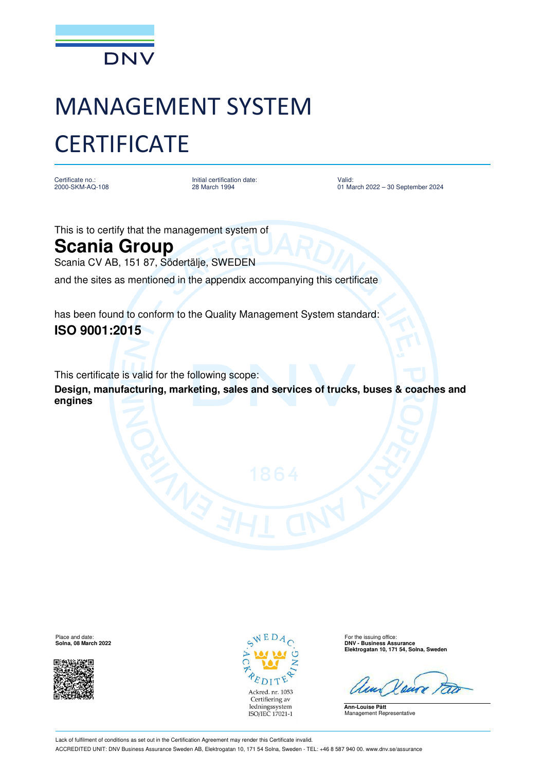DNV

# MANAGEMENT SYSTEM CERTIFICATE

Certificate no.:
2000-SKM-AQ-108

Initial certification date:
28 March 1994

Valid:
01 March 2022 – 30 September 2024

This is to certify that the management system of

## Scania Group

Scania CV AB, 151 87, Södertälje, SWEDEN

and the sites as mentioned in the appendix accompanying this certificate

has been found to conform to the Quality Management System standard:

## ISO 9001:2015

This certificate is valid for the following scope:

**Design, manufacturing, marketing, sales and services of trucks, buses & coaches and engines**

Place and date:
**Solna, 08 March 2022**

SWEDAC ACKREDITERING
Ackred. nr. 1053
Certifiering av ledningssystem
ISO/IEC 17021-1

For the issuing office:
**DNV - Business Assurance**
**Elektrogatan 10, 171 54, Solna, Sweden**

**Ann-Louise Pått**
Management Representative

Lack of fulfilment of conditions as set out in the Certification Agreement may render this Certificate invalid.

ACCREDITED UNIT: DNV Business Assurance Sweden AB, Elektrogatan 10, 171 54 Solna, Sweden - TEL: +46 8 587 940 00. www.dnv.se/assurance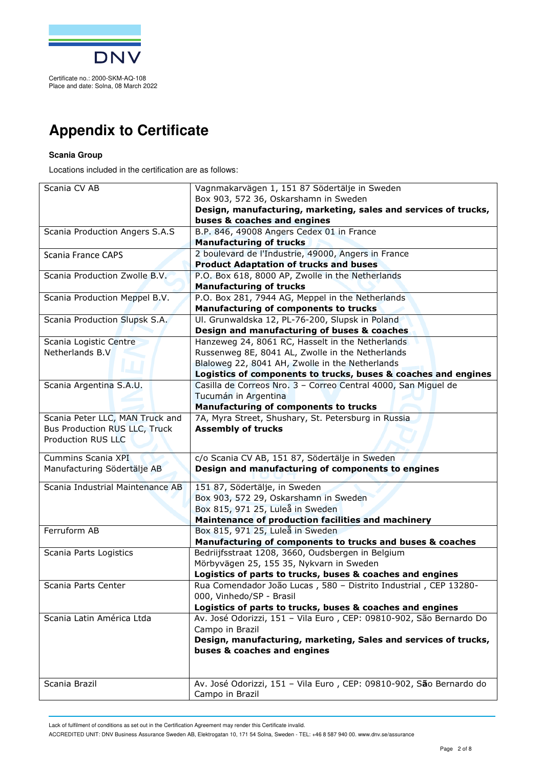Certificate no.: 2000-SKM-AQ-108
Place and date: Solna, 08 March 2022

# Appendix to Certificate

**Scania Group**

Locations included in the certification are as follows:

| | |
|---|---|
| Scania CV AB | Vagnmakarvägen 1, 151 87 Södertälje in Sweden<br>Box 903, 572 36, Oskarshamn in Sweden<br>**Design, manufacturing, marketing, sales and services of trucks, buses & coaches and engines** |
| Scania Production Angers S.A.S | B.P. 846, 49008 Angers Cedex 01 in France<br>**Manufacturing of trucks** |
| Scania France CAPS | 2 boulevard de l'Industrie, 49000, Angers in France<br>**Product Adaptation of trucks and buses** |
| Scania Production Zwolle B.V. | P.O. Box 618, 8000 AP, Zwolle in the Netherlands<br>**Manufacturing of trucks** |
| Scania Production Meppel B.V. | P.O. Box 281, 7944 AG, Meppel in the Netherlands<br>**Manufacturing of components to trucks** |
| Scania Production Slupsk S.A. | Ul. Grunwaldska 12, PL-76-200, Slupsk in Poland<br>**Design and manufacturing of buses & coaches** |
| Scania Logistic Centre Netherlands B.V | Hanzeweg 24, 8061 RC, Hasselt in the Netherlands<br>Russenweg 8E, 8041 AL, Zwolle in the Netherlands<br>Blaloweg 22, 8041 AH, Zwolle in the Netherlands<br>**Logistics of components to trucks, buses & coaches and engines** |
| Scania Argentina S.A.U. | Casilla de Correos Nro. 3 – Correo Central 4000, San Miguel de Tucumán in Argentina<br>**Manufacturing of components to trucks** |
| Scania Peter LLC, MAN Truck and Bus Production RUS LLC, Truck Production RUS LLC | 7A, Myra Street, Shushary, St. Petersburg in Russia<br>**Assembly of trucks** |
| Cummins Scania XPI Manufacturing Södertälje AB | c/o Scania CV AB, 151 87, Södertälje in Sweden<br>**Design and manufacturing of components to engines** |
| Scania Industrial Maintenance AB | 151 87, Södertälje, in Sweden<br>Box 903, 572 29, Oskarshamn in Sweden<br>Box 815, 971 25, Luleå in Sweden<br>**Maintenance of production facilities and machinery** |
| Ferruform AB | Box 815, 971 25, Luleå in Sweden<br>**Manufacturing of components to trucks and buses & coaches** |
| Scania Parts Logistics | Bedrijfsstraat 1208, 3660, Oudsbergen in Belgium<br>Mörbyvägen 25, 155 35, Nykvarn in Sweden<br>**Logistics of parts to trucks, buses & coaches and engines** |
| Scania Parts Center | Rua Comendador João Lucas , 580 – Distrito Industrial , CEP 13280-000, Vinhedo/SP - Brasil<br>**Logistics of parts to trucks, buses & coaches and engines** |
| Scania Latin América Ltda | Av. José Odorizzi, 151 – Vila Euro , CEP: 09810-902, São Bernardo Do Campo in Brazil<br>**Design, manufacturing, marketing, Sales and services of trucks, buses & coaches and engines** |
| Scania Brazil | Av. José Odorizzi, 151 – Vila Euro , CEP: 09810-902, São Bernardo do Campo in Brazil |

Lack of fulfilment of conditions as set out in the Certification Agreement may render this Certificate invalid.

ACCREDITED UNIT: DNV Business Assurance Sweden AB, Elektrogatan 10, 171 54 Solna, Sweden - TEL: +46 8 587 940 00. www.dnv.se/assurance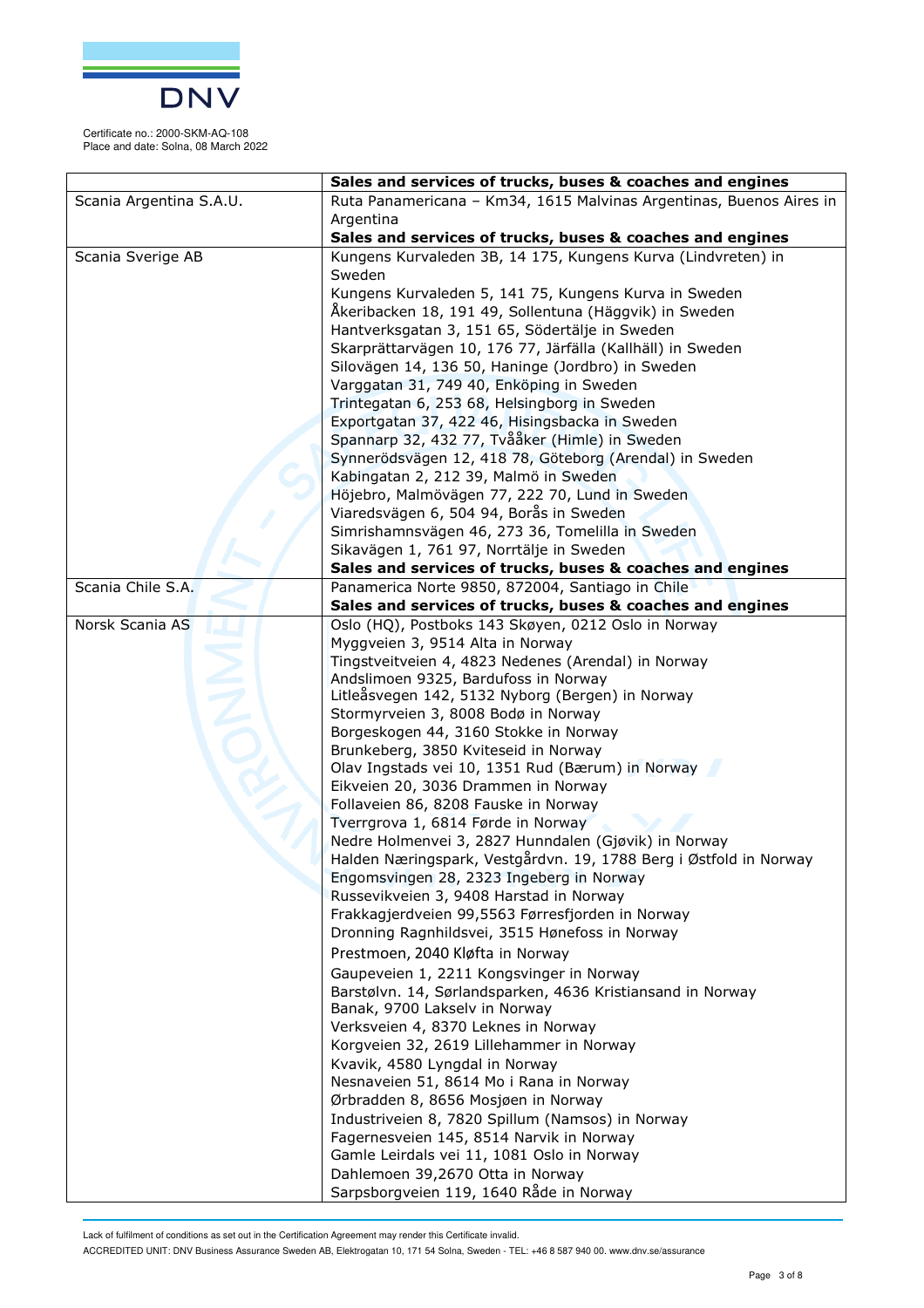Certificate no.: 2000-SKM-AQ-108
Place and date: Solna, 08 March 2022

| | |
|---|---|
| | **Sales and services of trucks, buses & coaches and engines** |
| Scania Argentina S.A.U. | Ruta Panamericana – Km34, 1615 Malvinas Argentinas, Buenos Aires in Argentina<br>**Sales and services of trucks, buses & coaches and engines** |
| Scania Sverige AB | Kungens Kurvaleden 3B, 14 175, Kungens Kurva (Lindvreten) in Sweden<br>Kungens Kurvaleden 5, 141 75, Kungens Kurva in Sweden<br>Åkeribacken 18, 191 49, Sollentuna (Häggvik) in Sweden<br>Hantverksgatan 3, 151 65, Södertälje in Sweden<br>Skarprättarvägen 10, 176 77, Järfälla (Kallhäll) in Sweden<br>Silovägen 14, 136 50, Haninge (Jordbro) in Sweden<br>Varggatan 31, 749 40, Enköping in Sweden<br>Trintegatan 6, 253 68, Helsingborg in Sweden<br>Exportgatan 37, 422 46, Hisingsbacka in Sweden<br>Spannarp 32, 432 77, Tvååker (Himle) in Sweden<br>Synnerödsvägen 12, 418 78, Göteborg (Arendal) in Sweden<br>Kabingatan 2, 212 39, Malmö in Sweden<br>Höjebro, Malmövägen 77, 222 70, Lund in Sweden<br>Viaredsvägen 6, 504 94, Borås in Sweden<br>Simrishamnsvägen 46, 273 36, Tomelilla in Sweden<br>Sikavägen 1, 761 97, Norrtälje in Sweden<br>**Sales and services of trucks, buses & coaches and engines** |
| Scania Chile S.A. | Panamerica Norte 9850, 872004, Santiago in Chile<br>**Sales and services of trucks, buses & coaches and engines** |
| Norsk Scania AS | Oslo (HQ), Postboks 143 Skøyen, 0212 Oslo in Norway<br>Myggveien 3, 9514 Alta in Norway<br>Tingstveitveien 4, 4823 Nedenes (Arendal) in Norway<br>Andslimoen 9325, Bardufoss in Norway<br>Litleåsvegen 142, 5132 Nyborg (Bergen) in Norway<br>Stormyrveien 3, 8008 Bodø in Norway<br>Borgeskogen 44, 3160 Stokke in Norway<br>Brunkeberg, 3850 Kviteseid in Norway<br>Olav Ingstads vei 10, 1351 Rud (Bærum) in Norway<br>Eikveien 20, 3036 Drammen in Norway<br>Follaveien 86, 8208 Fauske in Norway<br>Tverrgrova 1, 6814 Førde in Norway<br>Nedre Holmenvei 3, 2827 Hunndalen (Gjøvik) in Norway<br>Halden Næringspark, Vestgårdvn. 19, 1788 Berg i Østfold in Norway<br>Engomsvingen 28, 2323 Ingeberg in Norway<br>Russevikveien 3, 9408 Harstad in Norway<br>Frakkagjerdveien 99,5563 Førresfjorden in Norway<br>Dronning Ragnhildsvei, 3515 Hønefoss in Norway<br>Prestmoen, 2040 Kløfta in Norway<br>Gaupeveien 1, 2211 Kongsvinger in Norway<br>Barstølvn. 14, Sørlandsparken, 4636 Kristiansand in Norway<br>Banak, 9700 Lakselv in Norway<br>Verksveien 4, 8370 Leknes in Norway<br>Korgveien 32, 2619 Lillehammer in Norway<br>Kvavik, 4580 Lyngdal in Norway<br>Nesnaveien 51, 8614 Mo i Rana in Norway<br>Ørbradden 8, 8656 Mosjøen in Norway<br>Industriveien 8, 7820 Spillum (Namsos) in Norway<br>Fagernesveien 145, 8514 Narvik in Norway<br>Gamle Leirdals vei 11, 1081 Oslo in Norway<br>Dahlemoen 39,2670 Otta in Norway<br>Sarpsborgveien 119, 1640 Råde in Norway |

Lack of fulfilment of conditions as set out in the Certification Agreement may render this Certificate invalid.

ACCREDITED UNIT: DNV Business Assurance Sweden AB, Elektrogatan 10, 171 54 Solna, Sweden - TEL: +46 8 587 940 00. www.dnv.se/assurance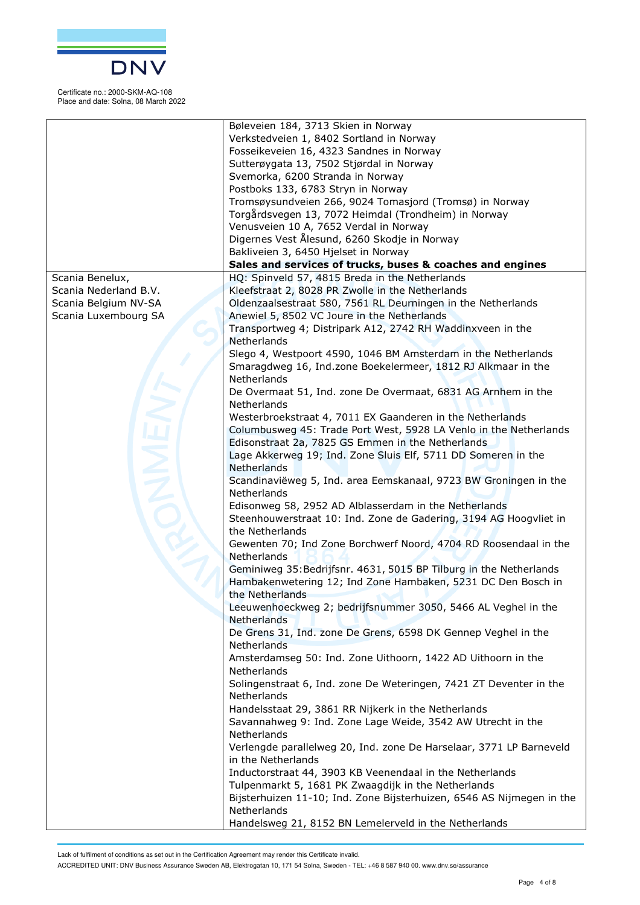Certificate no.: 2000-SKM-AQ-108
Place and date: Solna, 08 March 2022

| | |
|---|---|
| | Bøleveien 184, 3713 Skien in Norway<br>Verkstedveien 1, 8402 Sortland in Norway<br>Fosseikeveien 16, 4323 Sandnes in Norway<br>Sutterøygata 13, 7502 Stjørdal in Norway<br>Svemorka, 6200 Stranda in Norway<br>Postboks 133, 6783 Stryn in Norway<br>Tromsøysundveien 266, 9024 Tomasjord (Tromsø) in Norway<br>Torgårdsvegen 13, 7072 Heimdal (Trondheim) in Norway<br>Venusveien 10 A, 7652 Verdal in Norway<br>Digernes Vest Ålesund, 6260 Skodje in Norway<br>Bakliveien 3, 6450 Hjelset in Norway<br>**Sales and services of trucks, buses & coaches and engines** |
| Scania Benelux,<br>Scania Nederland B.V.<br>Scania Belgium NV-SA<br>Scania Luxembourg SA | HQ: Spinveld 57, 4815 Breda in the Netherlands<br>Kleefstraat 2, 8028 PR Zwolle in the Netherlands<br>Oldenzaalsestraat 580, 7561 RL Deurningen in the Netherlands<br>Anewiel 5, 8502 VC Joure in the Netherlands<br>Transportweg 4; Distripark A12, 2742 RH Waddinxveen in the Netherlands<br>Slego 4, Westpoort 4590, 1046 BM Amsterdam in the Netherlands<br>Smaragdweg 16, Ind.zone Boekelermeer, 1812 RJ Alkmaar in the Netherlands<br>De Overmaat 51, Ind. zone De Overmaat, 6831 AG Arnhem in the Netherlands<br>Westerbroekstraat 4, 7011 EX Gaanderen in the Netherlands<br>Columbusweg 45: Trade Port West, 5928 LA Venlo in the Netherlands<br>Edisonstraat 2a, 7825 GS Emmen in the Netherlands<br>Lage Akkerweg 19; Ind. Zone Sluis Elf, 5711 DD Someren in the Netherlands<br>Scandinaviëweg 5, Ind. area Eemskanaal, 9723 BW Groningen in the Netherlands<br>Edisonweg 58, 2952 AD Alblasserdam in the Netherlands<br>Steenhouwerstraat 10: Ind. Zone de Gadering, 3194 AG Hoogvliet in the Netherlands<br>Gewenten 70; Ind Zone Borchwerf Noord, 4704 RD Roosendaal in the Netherlands<br>Geminiweg 35:Bedrijfsnr. 4631, 5015 BP Tilburg in the Netherlands<br>Hambakenwetering 12; Ind Zone Hambaken, 5231 DC Den Bosch in the Netherlands<br>Leeuwenhoeckweg 2; bedrijfsnummer 3050, 5466 AL Veghel in the Netherlands<br>De Grens 31, Ind. zone De Grens, 6598 DK Gennep Veghel in the Netherlands<br>Amsterdamseg 50: Ind. Zone Uithoorn, 1422 AD Uithoorn in the Netherlands<br>Solingenstraat 6, Ind. zone De Weteringen, 7421 ZT Deventer in the Netherlands<br>Handelsstaat 29, 3861 RR Nijkerk in the Netherlands<br>Savannahweg 9: Ind. Zone Lage Weide, 3542 AW Utrecht in the Netherlands<br>Verlengde parallelweg 20, Ind. zone De Harselaar, 3771 LP Barneveld in the Netherlands<br>Inductorstraat 44, 3903 KB Veenendaal in the Netherlands<br>Tulpenmarkt 5, 1681 PK Zwaagdijk in the Netherlands<br>Bijsterhuizen 11-10; Ind. Zone Bijsterhuizen, 6546 AS Nijmegen in the Netherlands<br>Handelsweg 21, 8152 BN Lemelerveld in the Netherlands |

Lack of fulfilment of conditions as set out in the Certification Agreement may render this Certificate invalid.
ACCREDITED UNIT: DNV Business Assurance Sweden AB, Elektrogatan 10, 171 54 Solna, Sweden - TEL: +46 8 587 940 00. www.dnv.se/assurance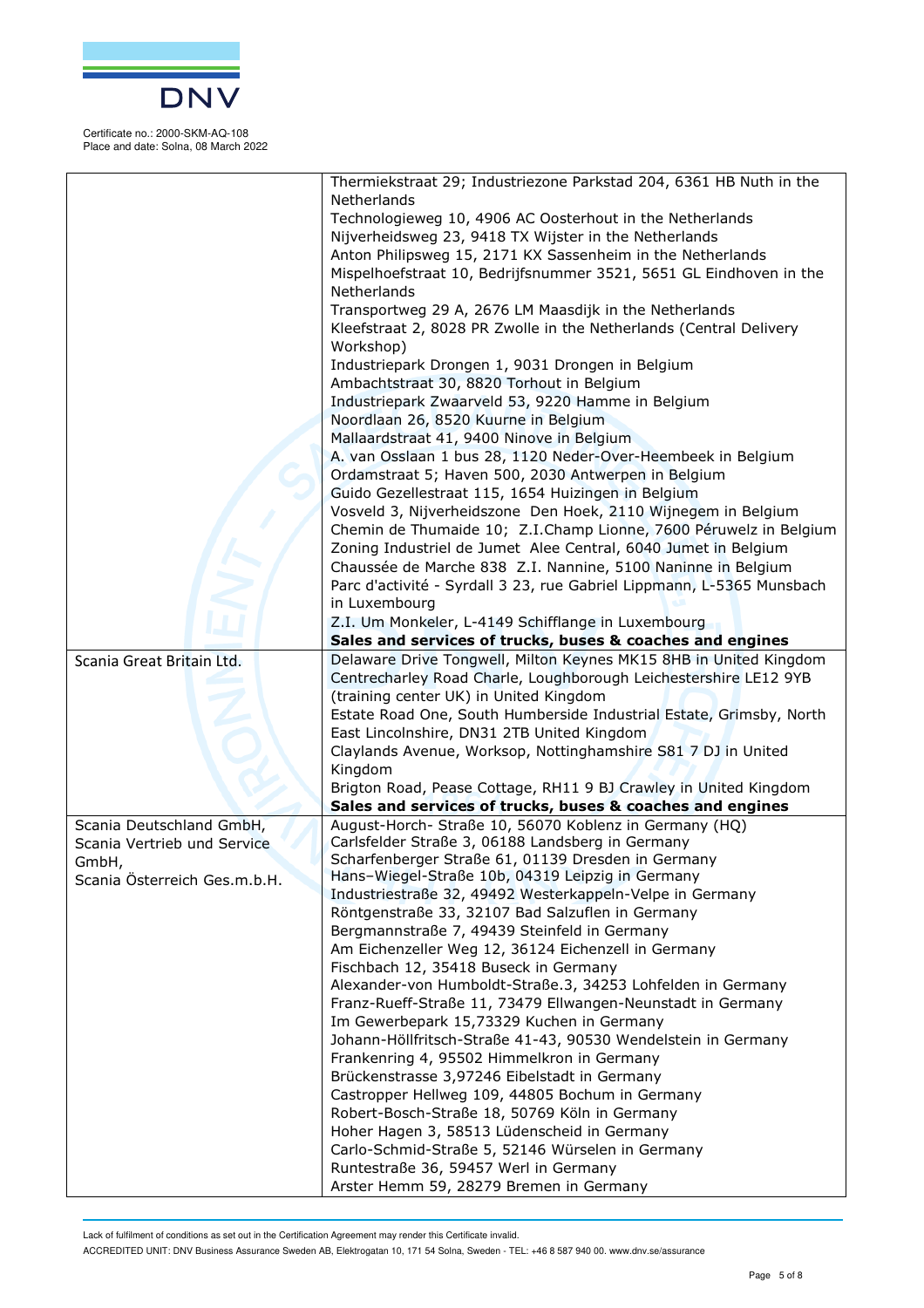Certificate no.: 2000-SKM-AQ-108
Place and date: Solna, 08 March 2022

| | |
|---|---|
| | Thermiekstraat 29; Industriezone Parkstad 204, 6361 HB Nuth in the Netherlands<br>Technologieweg 10, 4906 AC Oosterhout in the Netherlands<br>Nijverheidsweg 23, 9418 TX Wijster in the Netherlands<br>Anton Philipsweg 15, 2171 KX Sassenheim in the Netherlands<br>Mispelhoefstraat 10, Bedrijfsnummer 3521, 5651 GL Eindhoven in the Netherlands<br>Transportweg 29 A, 2676 LM Maasdijk in the Netherlands<br>Kleefstraat 2, 8028 PR Zwolle in the Netherlands (Central Delivery Workshop)<br>Industriepark Drongen 1, 9031 Drongen in Belgium<br>Ambachtstraat 30, 8820 Torhout in Belgium<br>Industriepark Zwaarveld 53, 9220 Hamme in Belgium<br>Noordlaan 26, 8520 Kuurne in Belgium<br>Mallaardstraat 41, 9400 Ninove in Belgium<br>A. van Osslaan 1 bus 28, 1120 Neder-Over-Heembeek in Belgium<br>Ordamstraat 5; Haven 500, 2030 Antwerpen in Belgium<br>Guido Gezellestraat 115, 1654 Huizingen in Belgium<br>Vosveld 3, Nijverheidszone Den Hoek, 2110 Wijnegem in Belgium<br>Chemin de Thumaide 10; Z.I.Champ Lionne, 7600 Péruwelz in Belgium<br>Zoning Industriel de Jumet Alee Central, 6040 Jumet in Belgium<br>Chaussée de Marche 838 Z.I. Nannine, 5100 Naninne in Belgium<br>Parc d'activité - Syrdall 3 23, rue Gabriel Lippmann, L-5365 Munsbach in Luxembourg<br>Z.I. Um Monkeler, L-4149 Schifflange in Luxembourg<br>**Sales and services of trucks, buses & coaches and engines** |
| Scania Great Britain Ltd. | Delaware Drive Tongwell, Milton Keynes MK15 8HB in United Kingdom<br>Centrecharley Road Charle, Loughborough Leichestershire LE12 9YB (training center UK) in United Kingdom<br>Estate Road One, South Humberside Industrial Estate, Grimsby, North East Lincolnshire, DN31 2TB United Kingdom<br>Claylands Avenue, Worksop, Nottinghamshire S81 7 DJ in United Kingdom<br>Brigton Road, Pease Cottage, RH11 9 BJ Crawley in United Kingdom<br>**Sales and services of trucks, buses & coaches and engines** |
| Scania Deutschland GmbH,<br>Scania Vertrieb und Service GmbH,<br>Scania Österreich Ges.m.b.H. | August-Horch- Straße 10, 56070 Koblenz in Germany (HQ)<br>Carlsfelder Straße 3, 06188 Landsberg in Germany<br>Scharfenberger Straße 61, 01139 Dresden in Germany<br>Hans–Wiegel-Straße 10b, 04319 Leipzig in Germany<br>Industriestraße 32, 49492 Westerkappeln-Velpe in Germany<br>Röntgenstraße 33, 32107 Bad Salzuflen in Germany<br>Bergmannstraße 7, 49439 Steinfeld in Germany<br>Am Eichenzeller Weg 12, 36124 Eichenzell in Germany<br>Fischbach 12, 35418 Buseck in Germany<br>Alexander-von Humboldt-Straße.3, 34253 Lohfelden in Germany<br>Franz-Rueff-Straße 11, 73479 Ellwangen-Neunstadt in Germany<br>Im Gewerbepark 15,73329 Kuchen in Germany<br>Johann-Höllfritsch-Straße 41-43, 90530 Wendelstein in Germany<br>Frankenring 4, 95502 Himmelkron in Germany<br>Brückenstrasse 3,97246 Eibelstadt in Germany<br>Castropper Hellweg 109, 44805 Bochum in Germany<br>Robert-Bosch-Straße 18, 50769 Köln in Germany<br>Hoher Hagen 3, 58513 Lüdenscheid in Germany<br>Carlo-Schmid-Straße 5, 52146 Würselen in Germany<br>Runtestraße 36, 59457 Werl in Germany<br>Arster Hemm 59, 28279 Bremen in Germany |

Lack of fulfilment of conditions as set out in the Certification Agreement may render this Certificate invalid.

ACCREDITED UNIT: DNV Business Assurance Sweden AB, Elektrogatan 10, 171 54 Solna, Sweden - TEL: +46 8 587 940 00. www.dnv.se/assurance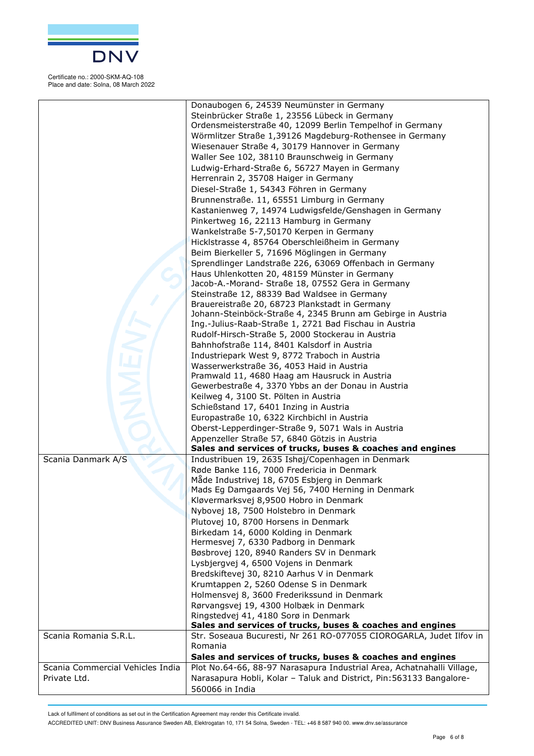Certificate no.: 2000-SKM-AQ-108
Place and date: Solna, 08 March 2022

| | |
|---|---|
| | Donaubogen 6, 24539 Neumünster in Germany<br>Steinbrücker Straße 1, 23556 Lübeck in Germany<br>Ordensmeisterstraße 40, 12099 Berlin Tempelhof in Germany<br>Wörmlitzer Straße 1,39126 Magdeburg-Rothensee in Germany<br>Wiesenauer Straße 4, 30179 Hannover in Germany<br>Waller See 102, 38110 Braunschweig in Germany<br>Ludwig-Erhard-Straße 6, 56727 Mayen in Germany<br>Herrenrain 2, 35708 Haiger in Germany<br>Diesel-Straße 1, 54343 Föhren in Germany<br>Brunnenstraße. 11, 65551 Limburg in Germany<br>Kastanienweg 7, 14974 Ludwigsfelde/Genshagen in Germany<br>Pinkertweg 16, 22113 Hamburg in Germany<br>Wankelstraße 5-7,50170 Kerpen in Germany<br>Hicklstrasse 4, 85764 Oberschleißheim in Germany<br>Beim Bierkeller 5, 71696 Möglingen in Germany<br>Sprendlinger Landstraße 226, 63069 Offenbach in Germany<br>Haus Uhlenkotten 20, 48159 Münster in Germany<br>Jacob-A.-Morand- Straße 18, 07552 Gera in Germany<br>Steinstraße 12, 88339 Bad Waldsee in Germany<br>Brauereistraße 20, 68723 Plankstadt in Germany<br>Johann-Steinböck-Straße 4, 2345 Brunn am Gebirge in Austria<br>Ing.-Julius-Raab-Straße 1, 2721 Bad Fischau in Austria<br>Rudolf-Hirsch-Straße 5, 2000 Stockerau in Austria<br>Bahnhofstraße 114, 8401 Kalsdorf in Austria<br>Industriepark West 9, 8772 Traboch in Austria<br>Wasserwerkstraße 36, 4053 Haid in Austria<br>Pramwald 11, 4680 Haag am Hausruck in Austria<br>Gewerbestraße 4, 3370 Ybbs an der Donau in Austria<br>Keilweg 4, 3100 St. Pölten in Austria<br>Schießstand 17, 6401 Inzing in Austria<br>Europastraße 10, 6322 Kirchbichl in Austria<br>Oberst-Lepperdinger-Straße 9, 5071 Wals in Austria<br>Appenzeller Straße 57, 6840 Götzis in Austria<br>**Sales and services of trucks, buses & coaches and engines** |
| Scania Danmark A/S | Industribuen 19, 2635 Ishøj/Copenhagen in Denmark<br>Røde Banke 116, 7000 Fredericia in Denmark<br>Måde Industrivej 18, 6705 Esbjerg in Denmark<br>Mads Eg Damgaards Vej 56, 7400 Herning in Denmark<br>Kløvermarksvej 8,9500 Hobro in Denmark<br>Nybovej 18, 7500 Holstebro in Denmark<br>Plutovej 10, 8700 Horsens in Denmark<br>Birkedam 14, 6000 Kolding in Denmark<br>Hermesvej 7, 6330 Padborg in Denmark<br>Bøsbrovej 120, 8940 Randers SV in Denmark<br>Lysbjergvej 4, 6500 Vojens in Denmark<br>Bredskiftevej 30, 8210 Aarhus V in Denmark<br>Krumtappen 2, 5260 Odense S in Denmark<br>Holmensvej 8, 3600 Frederikssund in Denmark<br>Rørvangsvej 19, 4300 Holbæk in Denmark<br>Ringstedvej 41, 4180 Sorø in Denmark<br>**Sales and services of trucks, buses & coaches and engines** |
| Scania Romania S.R.L. | Str. Soseaua Bucuresti, Nr 261 RO-077055 CIOROGARLA, Judet Ilfov in Romania<br>**Sales and services of trucks, buses & coaches and engines** |
| Scania Commercial Vehicles India Private Ltd. | Plot No.64-66, 88-97 Narasapura Industrial Area, Achatnahalli Village, Narasapura Hobli, Kolar – Taluk and District, Pin:563133 Bangalore-560066 in India |

Lack of fulfilment of conditions as set out in the Certification Agreement may render this Certificate invalid.

ACCREDITED UNIT: DNV Business Assurance Sweden AB, Elektrogatan 10, 171 54 Solna, Sweden - TEL: +46 8 587 940 00. www.dnv.se/assurance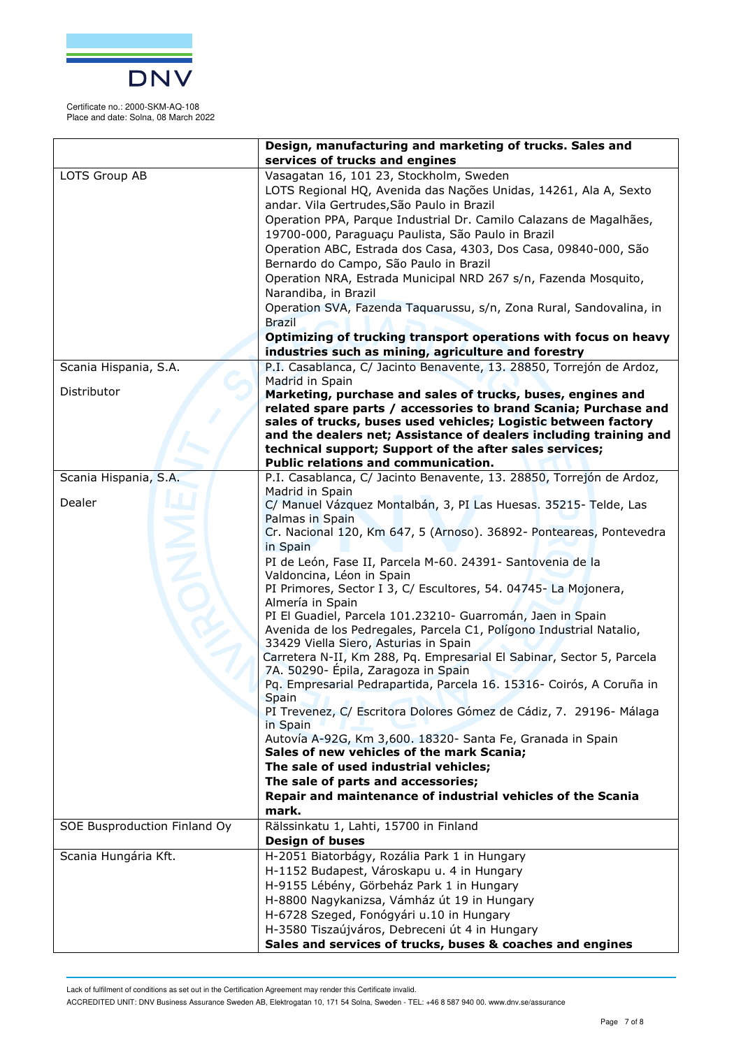Certificate no.: 2000-SKM-AQ-108
Place and date: Solna, 08 March 2022

| | |
|---|---|
| | **Design, manufacturing and marketing of trucks. Sales and services of trucks and engines** |
| LOTS Group AB | Vasagatan 16, 101 23, Stockholm, Sweden<br>LOTS Regional HQ, Avenida das Nações Unidas, 14261, Ala A, Sexto andar. Vila Gertrudes,São Paulo in Brazil<br>Operation PPA, Parque Industrial Dr. Camilo Calazans de Magalhães, 19700-000, Paraguaçu Paulista, São Paulo in Brazil<br>Operation ABC, Estrada dos Casa, 4303, Dos Casa, 09840-000, São Bernardo do Campo, São Paulo in Brazil<br>Operation NRA, Estrada Municipal NRD 267 s/n, Fazenda Mosquito, Narandiba, in Brazil<br>Operation SVA, Fazenda Taquarussu, s/n, Zona Rural, Sandovalina, in Brazil<br>**Optimizing of trucking transport operations with focus on heavy industries such as mining, agriculture and forestry** |
| Scania Hispania, S.A.<br><br>Distributor | P.I. Casablanca, C/ Jacinto Benavente, 13. 28850, Torrejón de Ardoz, Madrid in Spain<br>**Marketing, purchase and sales of trucks, buses, engines and related spare parts / accessories to brand Scania; Purchase and sales of trucks, buses used vehicles; Logistic between factory and the dealers net; Assistance of dealers including training and technical support; Support of the after sales services; Public relations and communication.** |
| Scania Hispania, S.A.<br><br>Dealer | P.I. Casablanca, C/ Jacinto Benavente, 13. 28850, Torrejón de Ardoz, Madrid in Spain<br>C/ Manuel Vázquez Montalbán, 3, PI Las Huesas. 35215- Telde, Las Palmas in Spain<br>Cr. Nacional 120, Km 647, 5 (Arnoso). 36892- Ponteareas, Pontevedra in Spain<br>PI de León, Fase II, Parcela M-60. 24391- Santovenia de la Valdoncina, Léon in Spain<br>PI Primores, Sector I 3, C/ Escultores, 54. 04745- La Mojonera, Almería in Spain<br>PI El Guadiel, Parcela 101.23210- Guarromán, Jaen in Spain<br>Avenida de los Pedregales, Parcela C1, Polígono Industrial Natalio, 33429 Viella Siero, Asturias in Spain<br>Carretera N-II, Km 288, Pq. Empresarial El Sabinar, Sector 5, Parcela 7A. 50290- Épila, Zaragoza in Spain<br>Pq. Empresarial Pedrapartida, Parcela 16. 15316- Coirós, A Coruña in Spain<br>PI Trevenez, C/ Escritora Dolores Gómez de Cádiz, 7. 29196- Málaga in Spain<br>Autovía A-92G, Km 3,600. 18320- Santa Fe, Granada in Spain<br>**Sales of new vehicles of the mark Scania;**<br>**The sale of used industrial vehicles;**<br>**The sale of parts and accessories;**<br>**Repair and maintenance of industrial vehicles of the Scania mark.** |
| SOE Busproduction Finland Oy | Rälssinkatu 1, Lahti, 15700 in Finland<br>**Design of buses** |
| Scania Hungária Kft. | H-2051 Biatorbágy, Rozália Park 1 in Hungary<br>H-1152 Budapest, Városkapu u. 4 in Hungary<br>H-9155 Lébény, Görbeház Park 1 in Hungary<br>H-8800 Nagykanizsa, Vámház út 19 in Hungary<br>H-6728 Szeged, Fonógyári u.10 in Hungary<br>H-3580 Tiszaújváros, Debreceni út 4 in Hungary<br>**Sales and services of trucks, buses & coaches and engines** |

Lack of fulfilment of conditions as set out in the Certification Agreement may render this Certificate invalid.

ACCREDITED UNIT: DNV Business Assurance Sweden AB, Elektrogatan 10, 171 54 Solna, Sweden - TEL: +46 8 587 940 00. www.dnv.se/assurance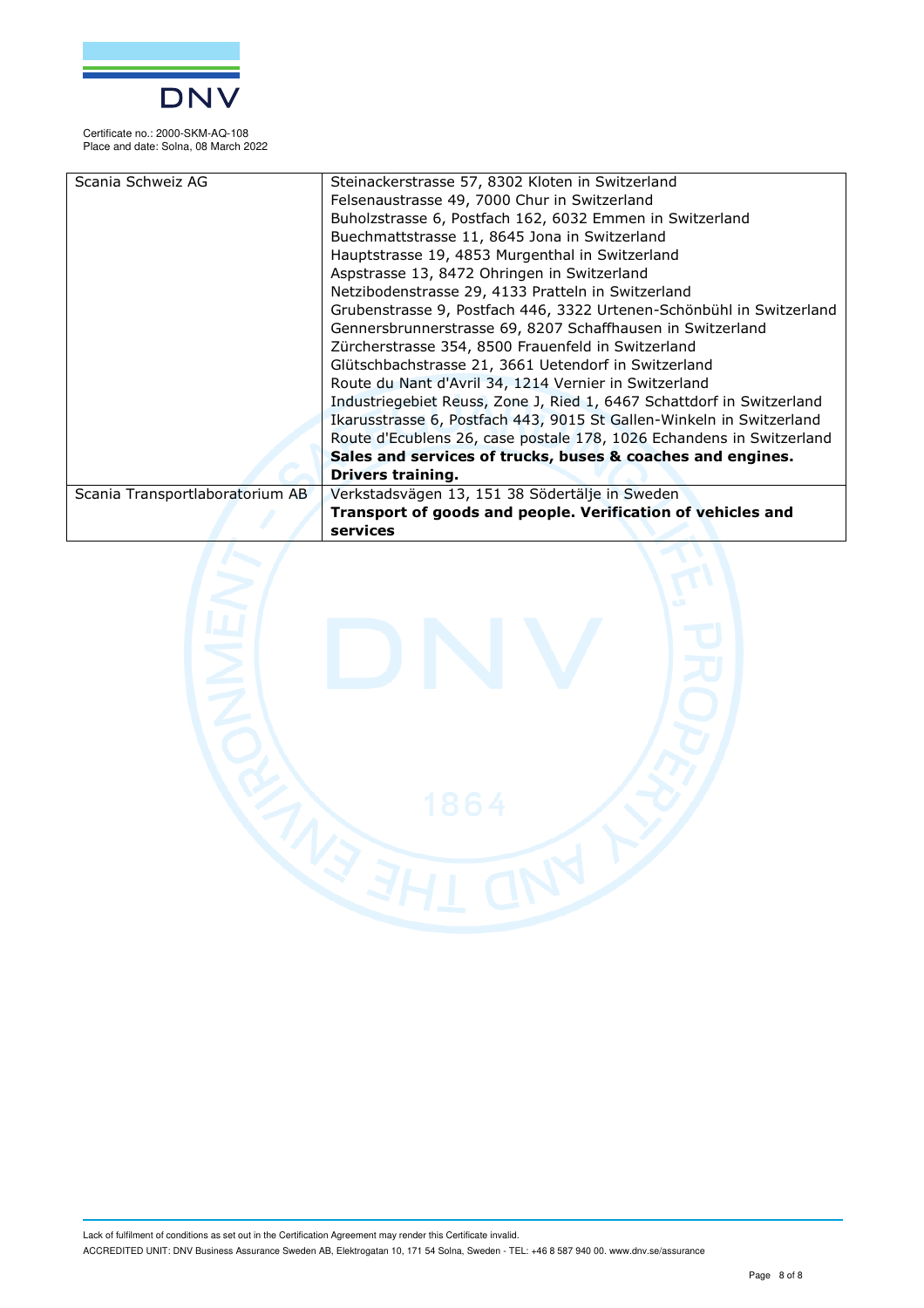Certificate no.: 2000-SKM-AQ-108
Place and date: Solna, 08 March 2022

| | |
|---|---|
| Scania Schweiz AG | Steinackerstrasse 57, 8302 Kloten in Switzerland<br>Felsenaustrasse 49, 7000 Chur in Switzerland<br>Buholzstrasse 6, Postfach 162, 6032 Emmen in Switzerland<br>Buechmattstrasse 11, 8645 Jona in Switzerland<br>Hauptstrasse 19, 4853 Murgenthal in Switzerland<br>Aspstrasse 13, 8472 Ohringen in Switzerland<br>Netzibodenstrasse 29, 4133 Pratteln in Switzerland<br>Grubenstrasse 9, Postfach 446, 3322 Urtenen-Schönbühl in Switzerland<br>Gennersbrunnerstrasse 69, 8207 Schaffhausen in Switzerland<br>Zürcherstrasse 354, 8500 Frauenfeld in Switzerland<br>Glütschbachstrasse 21, 3661 Uetendorf in Switzerland<br>Route du Nant d'Avril 34, 1214 Vernier in Switzerland<br>Industriegebiet Reuss, Zone J, Ried 1, 6467 Schattdorf in Switzerland<br>Ikarusstrasse 6, Postfach 443, 9015 St Gallen-Winkeln in Switzerland<br>Route d'Ecublens 26, case postale 178, 1026 Echandens in Switzerland<br>**Sales and services of trucks, buses & coaches and engines. Drivers training.** |
| Scania Transportlaboratorium AB | Verkstadsvägen 13, 151 38 Södertälje in Sweden<br>**Transport of goods and people. Verification of vehicles and services** |

Lack of fulfilment of conditions as set out in the Certification Agreement may render this Certificate invalid.
ACCREDITED UNIT: DNV Business Assurance Sweden AB, Elektrogatan 10, 171 54 Solna, Sweden - TEL: +46 8 587 940 00. www.dnv.se/assurance